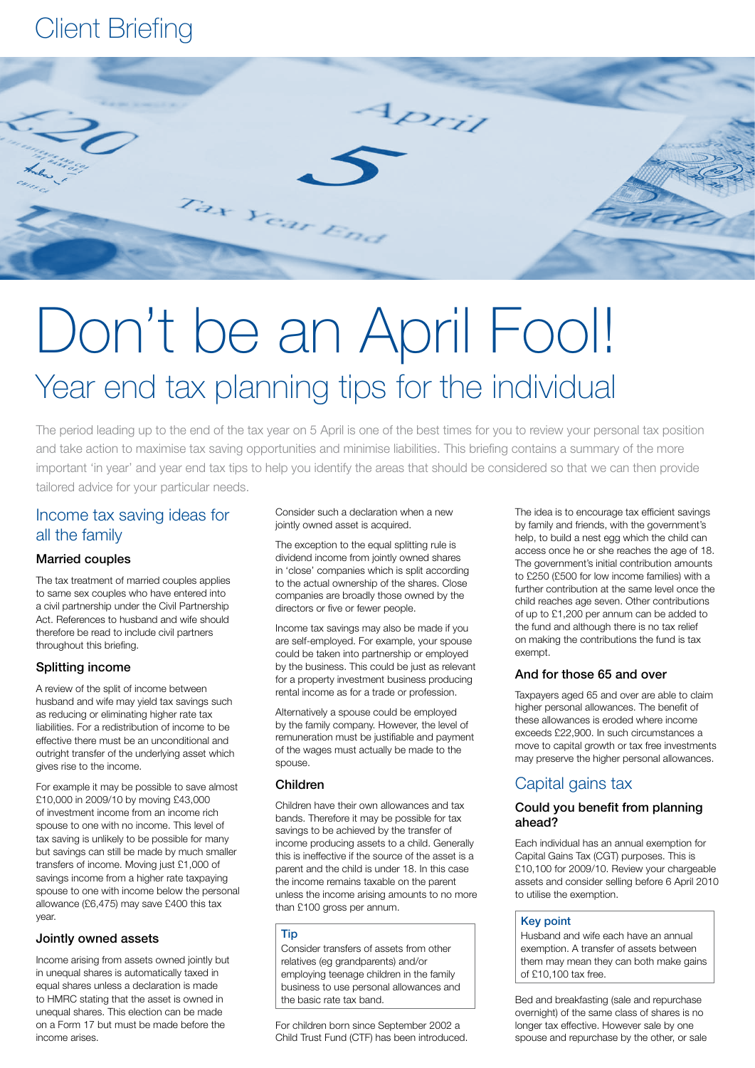Client Briefing

# Don't be an April Fool!

## Year end tax planning tips for the individual

The period leading up to the end of the tax year on 5 April is one of the best times for you to review your personal tax position and take action to maximise tax saving opportunities and minimise liabilities. This briefing contains a summary of the more important 'in year' and year end tax tips to help you identify the areas that should be considered so that we can then provide tailored advice for your particular needs.

## Income tax saving ideas for all the family

### Married couples

The tax treatment of married couples applies to same sex couples who have entered into a civil partnership under the Civil Partnership Act. References to husband and wife should therefore be read to include civil partners throughout this briefing.

### Splitting income

A review of the split of income between husband and wife may yield tax savings such as reducing or eliminating higher rate tax liabilities. For a redistribution of income to be effective there must be an unconditional and outright transfer of the underlying asset which gives rise to the income.

For example it may be possible to save almost £10,000 in 2009/10 by moving £43,000 of investment income from an income rich spouse to one with no income. This level of tax saving is unlikely to be possible for many but savings can still be made by much smaller transfers of income. Moving just £1,000 of savings income from a higher rate taxpaying spouse to one with income below the personal allowance (£6,475) may save £400 this tax year.

### Jointly owned assets

Income arising from assets owned jointly but in unequal shares is automatically taxed in equal shares unless a declaration is made to HMRC stating that the asset is owned in unequal shares. This election can be made on a Form 17 but must be made before the income arises.

Consider such a declaration when a new jointly owned asset is acquired.

The exception to the equal splitting rule is dividend income from jointly owned shares in 'close' companies which is split according to the actual ownership of the shares. Close companies are broadly those owned by the directors or five or fewer people.

Income tax savings may also be made if you are self-employed. For example, your spouse could be taken into partnership or employed by the business. This could be just as relevant for a property investment business producing rental income as for a trade or profession.

Alternatively a spouse could be employed by the family company. However, the level of remuneration must be justifiable and payment of the wages must actually be made to the spouse.

### Children

Children have their own allowances and tax bands. Therefore it may be possible for tax savings to be achieved by the transfer of income producing assets to a child. Generally this is ineffective if the source of the asset is a parent and the child is under 18. In this case the income remains taxable on the parent unless the income arising amounts to no more than £100 gross per annum.

> **Tip**
> Consider transfers of assets from other relatives (eg grandparents) and/or employing teenage children in the family business to use personal allowances and the basic rate tax band.

For children born since September 2002 a Child Trust Fund (CTF) has been introduced. The idea is to encourage tax efficient savings by family and friends, with the government's help, to build a nest egg which the child can access once he or she reaches the age of 18. The government's initial contribution amounts to £250 (£500 for low income families) with a further contribution at the same level once the child reaches age seven. Other contributions of up to £1,200 per annum can be added to the fund and although there is no tax relief on making the contributions the fund is tax exempt.

### And for those 65 and over

Taxpayers aged 65 and over are able to claim higher personal allowances. The benefit of these allowances is eroded where income exceeds £22,900. In such circumstances a move to capital growth or tax free investments may preserve the higher personal allowances.

## Capital gains tax

### Could you benefit from planning ahead?

Each individual has an annual exemption for Capital Gains Tax (CGT) purposes. This is £10,100 for 2009/10. Review your chargeable assets and consider selling before 6 April 2010 to utilise the exemption.

> **Key point**
> Husband and wife each have an annual exemption. A transfer of assets between them may mean they can both make gains of £10,100 tax free.

Bed and breakfasting (sale and repurchase overnight) of the same class of shares is no longer tax effective. However sale by one spouse and repurchase by the other, or sale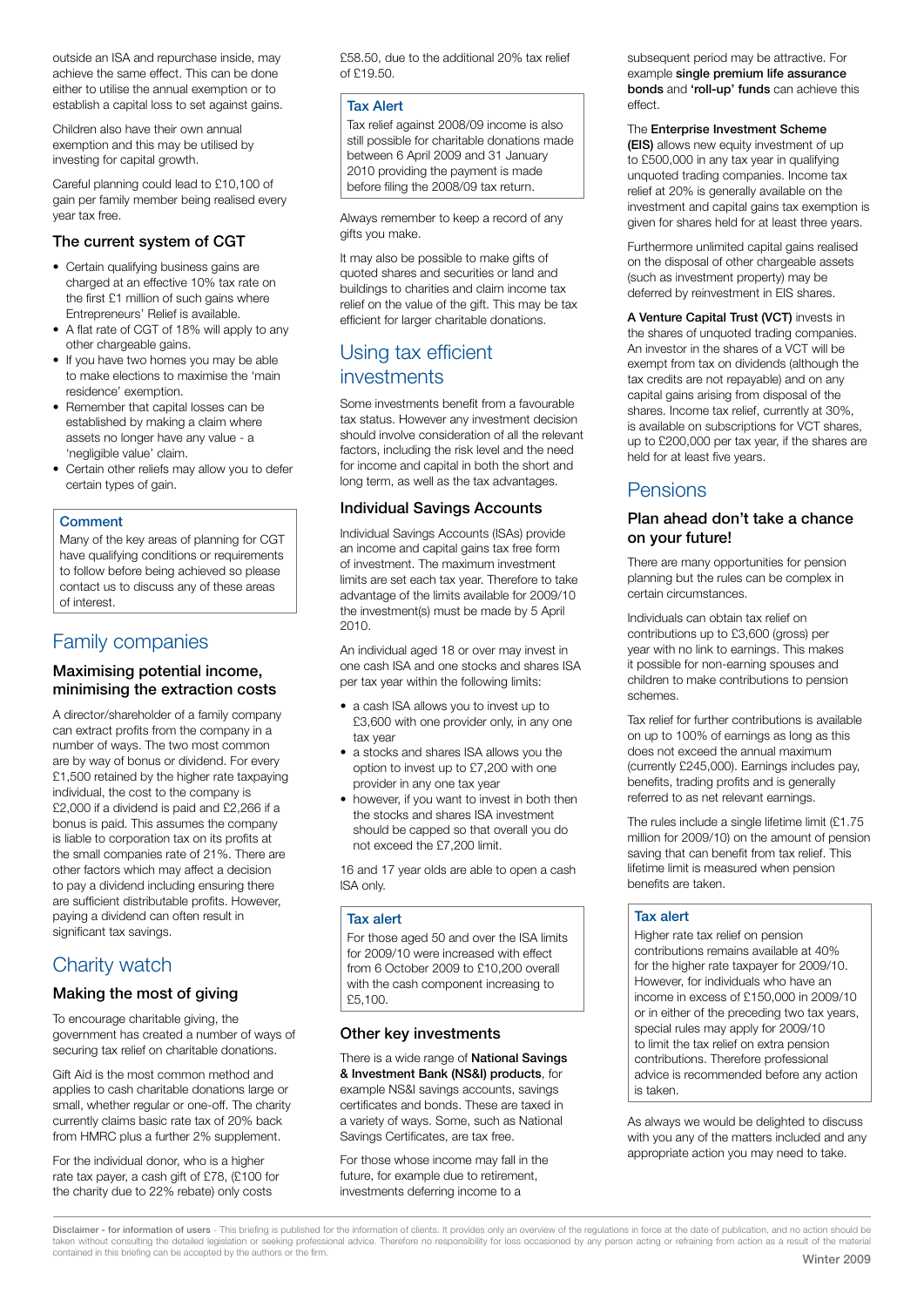outside an ISA and repurchase inside, may achieve the same effect. This can be done either to utilise the annual exemption or to establish a capital loss to set against gains.

Children also have their own annual exemption and this may be utilised by investing for capital growth.

Careful planning could lead to £10,100 of gain per family member being realised every year tax free.

### The current system of CGT

- Certain qualifying business gains are charged at an effective 10% tax rate on the first £1 million of such gains where Entrepreneurs' Relief is available.
- A flat rate of CGT of 18% will apply to any other chargeable gains.
- If you have two homes you may be able to make elections to maximise the 'main residence' exemption.
- Remember that capital losses can be established by making a claim where assets no longer have any value - a 'negligible value' claim.
- Certain other reliefs may allow you to defer certain types of gain.

> **Comment**
>
> Many of the key areas of planning for CGT have qualifying conditions or requirements to follow before being achieved so please contact us to discuss any of these areas of interest.

## Family companies

### Maximising potential income, minimising the extraction costs

A director/shareholder of a family company can extract profits from the company in a number of ways. The two most common are by way of bonus or dividend. For every £1,500 retained by the higher rate taxpaying individual, the cost to the company is £2,000 if a dividend is paid and £2,266 if a bonus is paid. This assumes the company is liable to corporation tax on its profits at the small companies rate of 21%. There are other factors which may affect a decision to pay a dividend including ensuring there are sufficient distributable profits. However, paying a dividend can often result in significant tax savings.

## Charity watch

### Making the most of giving

To encourage charitable giving, the government has created a number of ways of securing tax relief on charitable donations.

Gift Aid is the most common method and applies to cash charitable donations large or small, whether regular or one-off. The charity currently claims basic rate tax of 20% back from HMRC plus a further 2% supplement.

For the individual donor, who is a higher rate tax payer, a cash gift of £78, (£100 for the charity due to 22% rebate) only costs £58.50, due to the additional 20% tax relief of £19.50.

> **Tax Alert**
>
> Tax relief against 2008/09 income is also still possible for charitable donations made between 6 April 2009 and 31 January 2010 providing the payment is made before filing the 2008/09 tax return.

Always remember to keep a record of any gifts you make.

It may also be possible to make gifts of quoted shares and securities or land and buildings to charities and claim income tax relief on the value of the gift. This may be tax efficient for larger charitable donations.

## Using tax efficient investments

Some investments benefit from a favourable tax status. However any investment decision should involve consideration of all the relevant factors, including the risk level and the need for income and capital in both the short and long term, as well as the tax advantages.

### Individual Savings Accounts

Individual Savings Accounts (ISAs) provide an income and capital gains tax free form of investment. The maximum investment limits are set each tax year. Therefore to take advantage of the limits available for 2009/10 the investment(s) must be made by 5 April 2010.

An individual aged 18 or over may invest in one cash ISA and one stocks and shares ISA per tax year within the following limits:

- a cash ISA allows you to invest up to £3,600 with one provider only, in any one tax year
- a stocks and shares ISA allows you the option to invest up to £7,200 with one provider in any one tax year
- however, if you want to invest in both then the stocks and shares ISA investment should be capped so that overall you do not exceed the £7,200 limit.

16 and 17 year olds are able to open a cash ISA only.

> **Tax alert**
>
> For those aged 50 and over the ISA limits for 2009/10 were increased with effect from 6 October 2009 to £10,200 overall with the cash component increasing to £5,100.

### Other key investments

There is a wide range of **National Savings & Investment Bank (NS&I) products**, for example NS&I savings accounts, savings certificates and bonds. These are taxed in a variety of ways. Some, such as National Savings Certificates, are tax free.

For those whose income may fall in the future, for example due to retirement, investments deferring income to a subsequent period may be attractive. For example **single premium life assurance bonds** and **'roll-up' funds** can achieve this effect.

The **Enterprise Investment Scheme (EIS)** allows new equity investment of up to £500,000 in any tax year in qualifying unquoted trading companies. Income tax relief at 20% is generally available on the investment and capital gains tax exemption is given for shares held for at least three years.

Furthermore unlimited capital gains realised on the disposal of other chargeable assets (such as investment property) may be deferred by reinvestment in EIS shares.

**A Venture Capital Trust (VCT)** invests in the shares of unquoted trading companies. An investor in the shares of a VCT will be exempt from tax on dividends (although the tax credits are not repayable) and on any capital gains arising from disposal of the shares. Income tax relief, currently at 30%, is available on subscriptions for VCT shares, up to £200,000 per tax year, if the shares are held for at least five years.

## Pensions

### Plan ahead don't take a chance on your future!

There are many opportunities for pension planning but the rules can be complex in certain circumstances.

Individuals can obtain tax relief on contributions up to £3,600 (gross) per year with no link to earnings. This makes it possible for non-earning spouses and children to make contributions to pension schemes.

Tax relief for further contributions is available on up to 100% of earnings as long as this does not exceed the annual maximum (currently £245,000). Earnings includes pay, benefits, trading profits and is generally referred to as net relevant earnings.

The rules include a single lifetime limit (£1.75 million for 2009/10) on the amount of pension saving that can benefit from tax relief. This lifetime limit is measured when pension benefits are taken.

> **Tax alert**
>
> Higher rate tax relief on pension contributions remains available at 40% for the higher rate taxpayer for 2009/10. However, for individuals who have an income in excess of £150,000 in 2009/10 or in either of the preceding two tax years, special rules may apply for 2009/10 to limit the tax relief on extra pension contributions. Therefore professional advice is recommended before any action is taken.

As always we would be delighted to discuss with you any of the matters included and any appropriate action you may need to take.

**Disclaimer - for information of users** - This briefing is published for the information of clients. It provides only an overview of the regulations in force at the date of publication, and no action should be taken without consulting the detailed legislation or seeking professional advice. Therefore no responsibility for loss occasioned by any person acting or refraining from action as a result of the material contained in this briefing can be accepted by the authors or the firm.

Winter 2009